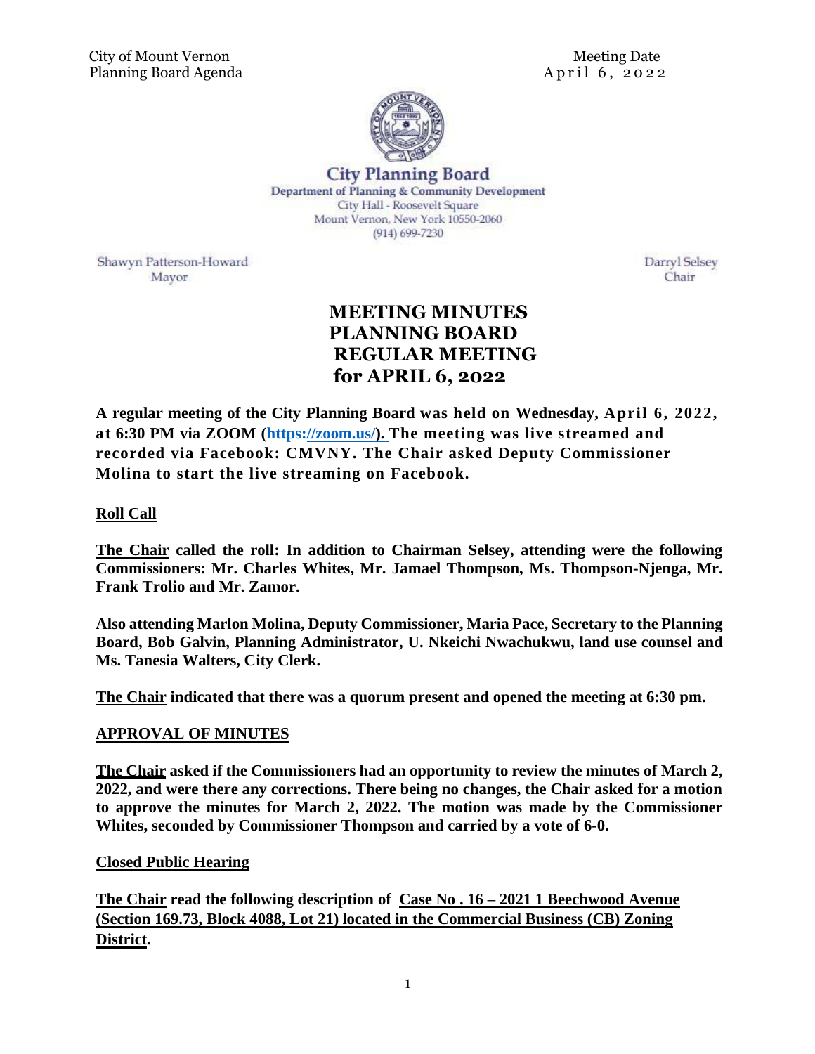City of Mount Vernon
Planning Board Agenda

Meeting Date
April 6, 2022

**City Planning Board**
Department of Planning & Community Development
City Hall - Roosevelt Square
Mount Vernon, New York 10550-2060
(914) 699-7230

Shawyn Patterson-Howard
Mayor

Darryl Selsey
Chair

# MEETING MINUTES PLANNING BOARD REGULAR MEETING for APRIL 6, 2022

**A regular meeting of the City Planning Board was held on Wednesday, April 6, 2022, at 6:30 PM via ZOOM (https://zoom.us/). The meeting was live streamed and recorded via Facebook: CMVNY. The Chair asked Deputy Commissioner Molina to start the live streaming on Facebook.**

## Roll Call

**The Chair called the roll: In addition to Chairman Selsey, attending were the following Commissioners: Mr. Charles Whites, Mr. Jamael Thompson, Ms. Thompson-Njenga, Mr. Frank Trolio and Mr. Zamor.**

**Also attending Marlon Molina, Deputy Commissioner, Maria Pace, Secretary to the Planning Board, Bob Galvin, Planning Administrator, U. Nkeichi Nwachukwu, land use counsel and Ms. Tanesia Walters, City Clerk.**

**The Chair indicated that there was a quorum present and opened the meeting at 6:30 pm.**

## APPROVAL OF MINUTES

**The Chair asked if the Commissioners had an opportunity to review the minutes of March 2, 2022, and were there any corrections. There being no changes, the Chair asked for a motion to approve the minutes for March 2, 2022. The motion was made by the Commissioner Whites, seconded by Commissioner Thompson and carried by a vote of 6-0.**

## Closed Public Hearing

**The Chair read the following description of Case No . 16 – 2021 1 Beechwood Avenue (Section 169.73, Block 4088, Lot 21) located in the Commercial Business (CB) Zoning District.**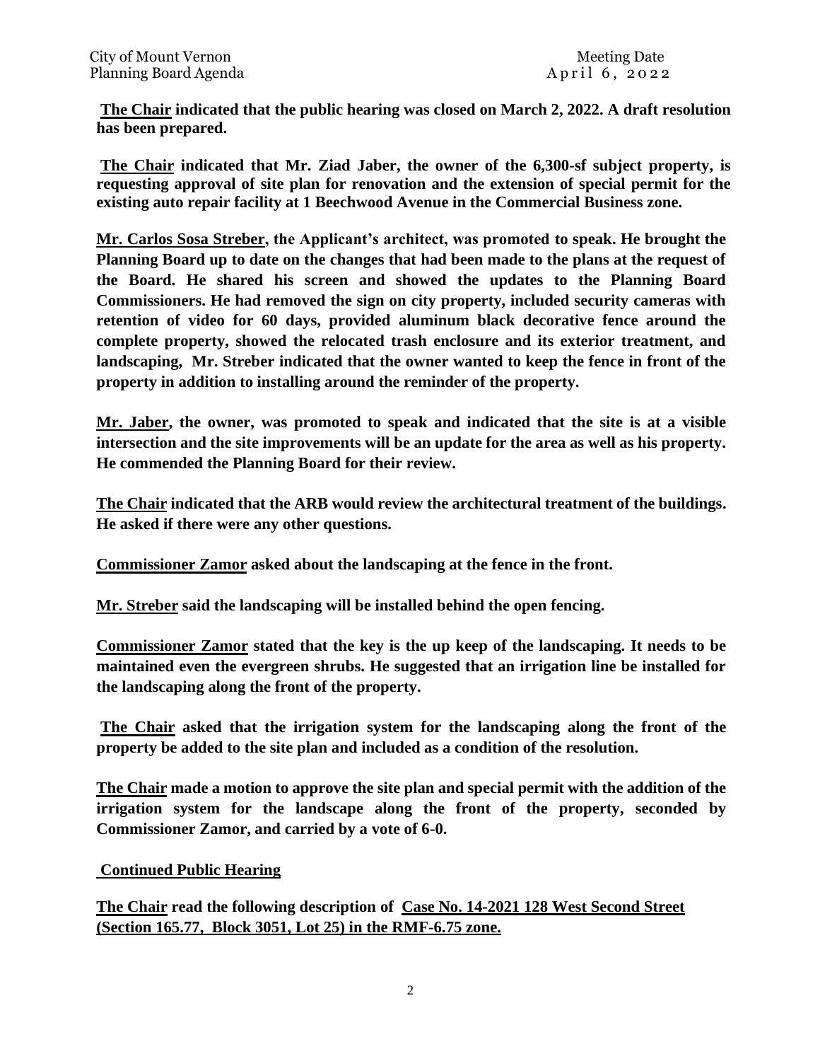**The Chair indicated that the public hearing was closed on March 2, 2022. A draft resolution has been prepared.**

**The Chair indicated that Mr. Ziad Jaber, the owner of the 6,300-sf subject property, is requesting approval of site plan for renovation and the extension of special permit for the existing auto repair facility at 1 Beechwood Avenue in the Commercial Business zone.**

**Mr. Carlos Sosa Streber, the Applicant's architect, was promoted to speak. He brought the Planning Board up to date on the changes that had been made to the plans at the request of the Board. He shared his screen and showed the updates to the Planning Board Commissioners. He had removed the sign on city property, included security cameras with retention of video for 60 days, provided aluminum black decorative fence around the complete property, showed the relocated trash enclosure and its exterior treatment, and landscaping, Mr. Streber indicated that the owner wanted to keep the fence in front of the property in addition to installing around the reminder of the property.**

**Mr. Jaber, the owner, was promoted to speak and indicated that the site is at a visible intersection and the site improvements will be an update for the area as well as his property. He commended the Planning Board for their review.**

**The Chair indicated that the ARB would review the architectural treatment of the buildings. He asked if there were any other questions.**

**Commissioner Zamor asked about the landscaping at the fence in the front.**

**Mr. Streber said the landscaping will be installed behind the open fencing.**

**Commissioner Zamor stated that the key is the up keep of the landscaping. It needs to be maintained even the evergreen shrubs. He suggested that an irrigation line be installed for the landscaping along the front of the property.**

**The Chair asked that the irrigation system for the landscaping along the front of the property be added to the site plan and included as a condition of the resolution.**

**The Chair made a motion to approve the site plan and special permit with the addition of the irrigation system for the landscape along the front of the property, seconded by Commissioner Zamor, and carried by a vote of 6-0.**

**Continued Public Hearing**

**The Chair read the following description of Case No. 14-2021 128 West Second Street (Section 165.77, Block 3051, Lot 25) in the RMF-6.75 zone.**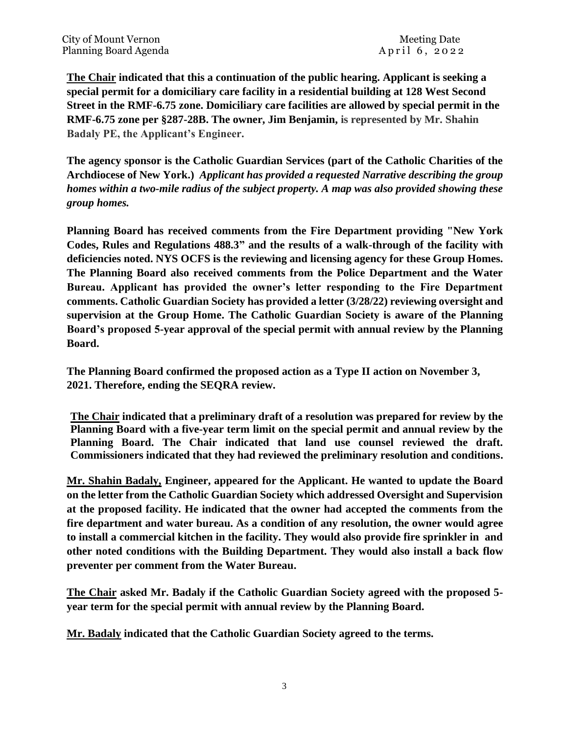**The Chair indicated that this a continuation of the public hearing. Applicant is seeking a special permit for a domiciliary care facility in a residential building at 128 West Second Street in the RMF-6.75 zone. Domiciliary care facilities are allowed by special permit in the RMF-6.75 zone per §287-28B. The owner, Jim Benjamin, is represented by Mr. Shahin Badaly PE, the Applicant's Engineer.**

**The agency sponsor is the Catholic Guardian Services (part of the Catholic Charities of the Archdiocese of New York.)** ***Applicant has provided a requested Narrative describing the group homes within a two-mile radius of the subject property. A map was also provided showing these group homes.***

**Planning Board has received comments from the Fire Department providing "New York Codes, Rules and Regulations 488.3" and the results of a walk-through of the facility with deficiencies noted. NYS OCFS is the reviewing and licensing agency for these Group Homes. The Planning Board also received comments from the Police Department and the Water Bureau. Applicant has provided the owner's letter responding to the Fire Department comments. Catholic Guardian Society has provided a letter (3/28/22) reviewing oversight and supervision at the Group Home. The Catholic Guardian Society is aware of the Planning Board's proposed 5-year approval of the special permit with annual review by the Planning Board.**

**The Planning Board confirmed the proposed action as a Type II action on November 3, 2021. Therefore, ending the SEQRA review.**

**The Chair indicated that a preliminary draft of a resolution was prepared for review by the Planning Board with a five-year term limit on the special permit and annual review by the Planning Board. The Chair indicated that land use counsel reviewed the draft. Commissioners indicated that they had reviewed the preliminary resolution and conditions.**

**Mr. Shahin Badaly, Engineer, appeared for the Applicant. He wanted to update the Board on the letter from the Catholic Guardian Society which addressed Oversight and Supervision at the proposed facility. He indicated that the owner had accepted the comments from the fire department and water bureau. As a condition of any resolution, the owner would agree to install a commercial kitchen in the facility. They would also provide fire sprinkler in and other noted conditions with the Building Department. They would also install a back flow preventer per comment from the Water Bureau.**

**The Chair asked Mr. Badaly if the Catholic Guardian Society agreed with the proposed 5-year term for the special permit with annual review by the Planning Board.**

**Mr. Badaly indicated that the Catholic Guardian Society agreed to the terms.**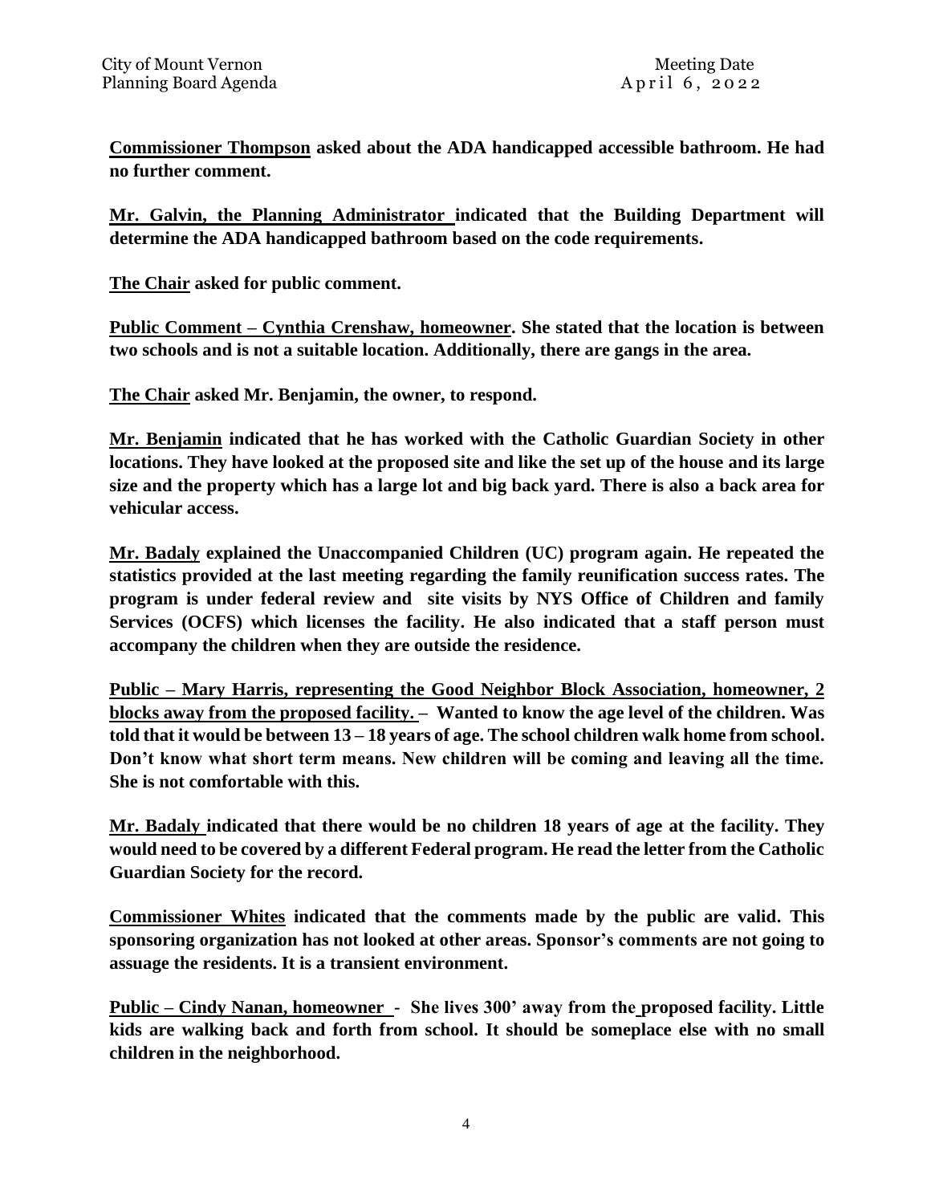**Commissioner Thompson asked about the ADA handicapped accessible bathroom. He had no further comment.**

**Mr. Galvin, the Planning Administrator indicated that the Building Department will determine the ADA handicapped bathroom based on the code requirements.**

**The Chair asked for public comment.**

**Public Comment – Cynthia Crenshaw, homeowner. She stated that the location is between two schools and is not a suitable location. Additionally, there are gangs in the area.**

**The Chair asked Mr. Benjamin, the owner, to respond.**

**Mr. Benjamin indicated that he has worked with the Catholic Guardian Society in other locations. They have looked at the proposed site and like the set up of the house and its large size and the property which has a large lot and big back yard. There is also a back area for vehicular access.**

**Mr. Badaly explained the Unaccompanied Children (UC) program again. He repeated the statistics provided at the last meeting regarding the family reunification success rates. The program is under federal review and site visits by NYS Office of Children and family Services (OCFS) which licenses the facility. He also indicated that a staff person must accompany the children when they are outside the residence.**

**Public – Mary Harris, representing the Good Neighbor Block Association, homeowner, 2 blocks away from the proposed facility. – Wanted to know the age level of the children. Was told that it would be between 13 – 18 years of age. The school children walk home from school. Don't know what short term means. New children will be coming and leaving all the time. She is not comfortable with this.**

**Mr. Badaly indicated that there would be no children 18 years of age at the facility. They would need to be covered by a different Federal program. He read the letter from the Catholic Guardian Society for the record.**

**Commissioner Whites indicated that the comments made by the public are valid. This sponsoring organization has not looked at other areas. Sponsor's comments are not going to assuage the residents. It is a transient environment.**

**Public – Cindy Nanan, homeowner - She lives 300' away from the proposed facility. Little kids are walking back and forth from school. It should be someplace else with no small children in the neighborhood.**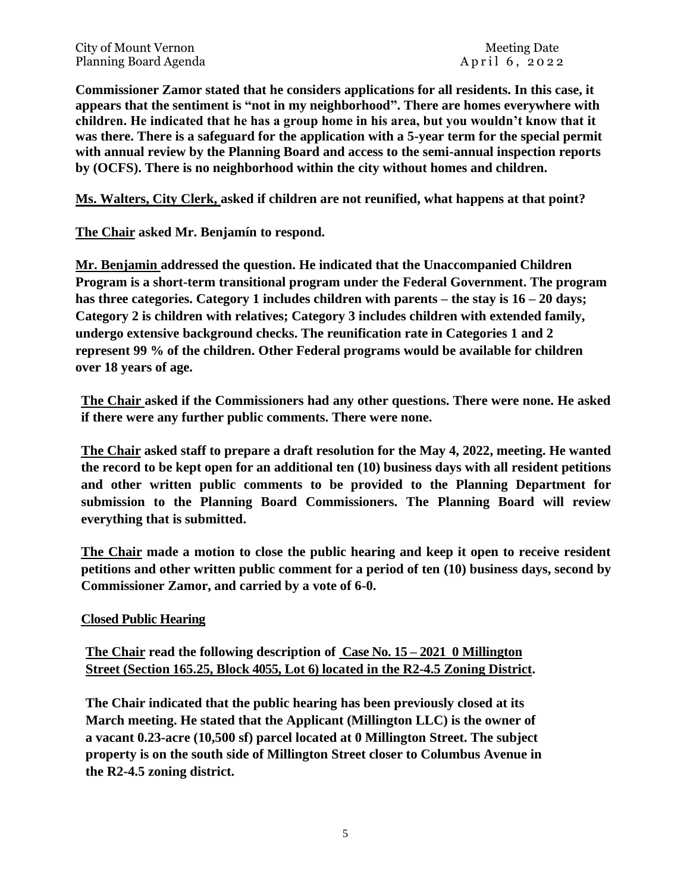**Commissioner Zamor stated that he considers applications for all residents. In this case, it appears that the sentiment is "not in my neighborhood". There are homes everywhere with children. He indicated that he has a group home in his area, but you wouldn't know that it was there. There is a safeguard for the application with a 5-year term for the special permit with annual review by the Planning Board and access to the semi-annual inspection reports by (OCFS). There is no neighborhood within the city without homes and children.**

**Ms. Walters, City Clerk, asked if children are not reunified, what happens at that point?**

**The Chair asked Mr. Benjamín to respond.**

**Mr. Benjamin addressed the question. He indicated that the Unaccompanied Children Program is a short-term transitional program under the Federal Government. The program has three categories. Category 1 includes children with parents – the stay is 16 – 20 days; Category 2 is children with relatives; Category 3 includes children with extended family, undergo extensive background checks. The reunification rate in Categories 1 and 2 represent 99 % of the children. Other Federal programs would be available for children over 18 years of age.**

**The Chair asked if the Commissioners had any other questions. There were none. He asked if there were any further public comments. There were none.**

**The Chair asked staff to prepare a draft resolution for the May 4, 2022, meeting. He wanted the record to be kept open for an additional ten (10) business days with all resident petitions and other written public comments to be provided to the Planning Department for submission to the Planning Board Commissioners. The Planning Board will review everything that is submitted.**

**The Chair made a motion to close the public hearing and keep it open to receive resident petitions and other written public comment for a period of ten (10) business days, second by Commissioner Zamor, and carried by a vote of 6-0.**

**Closed Public Hearing**

**The Chair read the following description of Case No. 15 – 2021 0 Millington Street (Section 165.25, Block 4055, Lot 6) located in the R2-4.5 Zoning District.**

**The Chair indicated that the public hearing has been previously closed at its March meeting. He stated that the Applicant (Millington LLC) is the owner of a vacant 0.23-acre (10,500 sf) parcel located at 0 Millington Street. The subject property is on the south side of Millington Street closer to Columbus Avenue in the R2-4.5 zoning district.**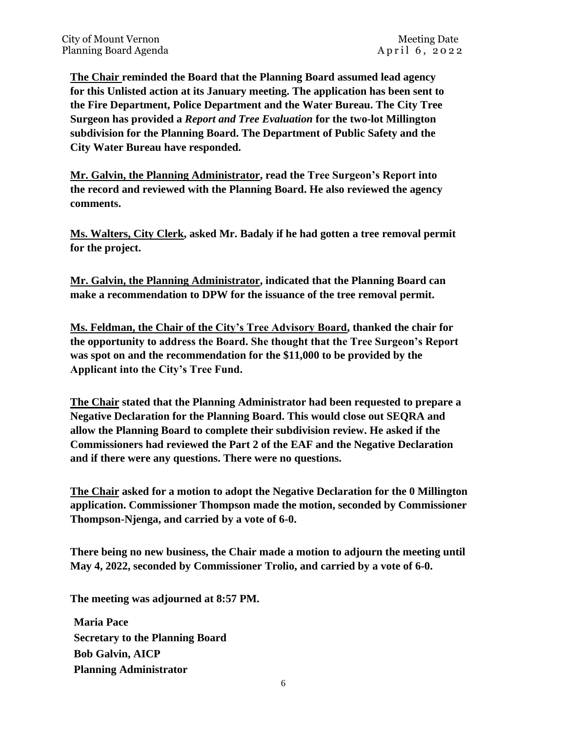**The Chair reminded the Board that the Planning Board assumed lead agency for this Unlisted action at its January meeting. The application has been sent to the Fire Department, Police Department and the Water Bureau. The City Tree Surgeon has provided a *Report and Tree Evaluation* for the two-lot Millington subdivision for the Planning Board. The Department of Public Safety and the City Water Bureau have responded.**

**Mr. Galvin, the Planning Administrator, read the Tree Surgeon's Report into the record and reviewed with the Planning Board. He also reviewed the agency comments.**

**Ms. Walters, City Clerk, asked Mr. Badaly if he had gotten a tree removal permit for the project.**

**Mr. Galvin, the Planning Administrator, indicated that the Planning Board can make a recommendation to DPW for the issuance of the tree removal permit.**

**Ms. Feldman, the Chair of the City's Tree Advisory Board, thanked the chair for the opportunity to address the Board. She thought that the Tree Surgeon's Report was spot on and the recommendation for the $11,000 to be provided by the Applicant into the City's Tree Fund.**

**The Chair stated that the Planning Administrator had been requested to prepare a Negative Declaration for the Planning Board. This would close out SEQRA and allow the Planning Board to complete their subdivision review. He asked if the Commissioners had reviewed the Part 2 of the EAF and the Negative Declaration and if there were any questions. There were no questions.**

**The Chair asked for a motion to adopt the Negative Declaration for the 0 Millington application. Commissioner Thompson made the motion, seconded by Commissioner Thompson-Njenga, and carried by a vote of 6-0.**

**There being no new business, the Chair made a motion to adjourn the meeting until May 4, 2022, seconded by Commissioner Trolio, and carried by a vote of 6-0.**

**The meeting was adjourned at 8:57 PM.**

**Maria Pace**
**Secretary to the Planning Board**
**Bob Galvin, AICP**
**Planning Administrator**